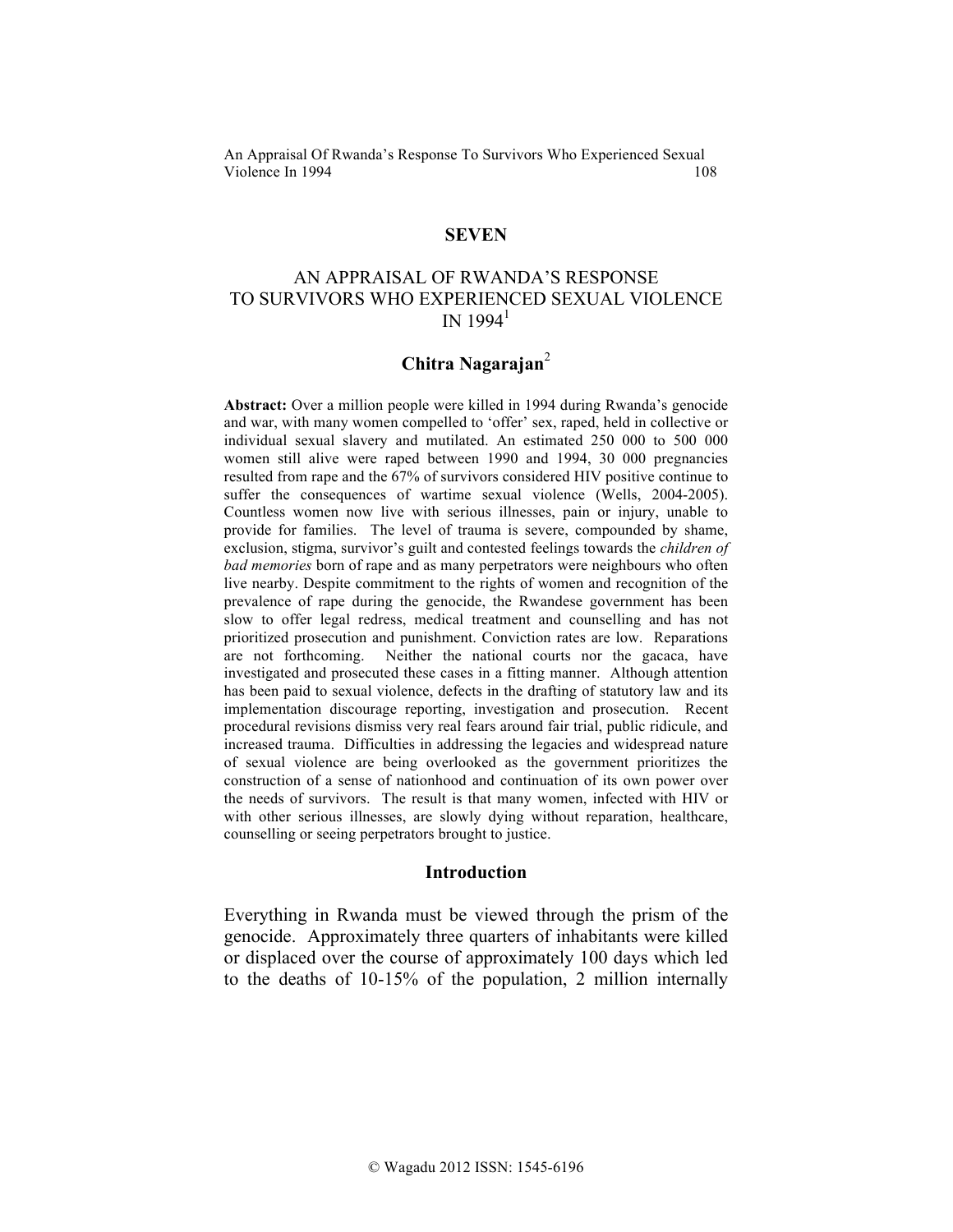## SEVEN

# AN APPRAISAL OF RWANDA'S RESPONSE TO SURVIVORS WHO EXPERIENCED SEXUAL VIOLENCE IN 1994[1]

### Chitra Nagarajan[2]

**Abstract:** Over a million people were killed in 1994 during Rwanda's genocide and war, with many women compelled to 'offer' sex, raped, held in collective or individual sexual slavery and mutilated. An estimated 250 000 to 500 000 women still alive were raped between 1990 and 1994, 30 000 pregnancies resulted from rape and the 67% of survivors considered HIV positive continue to suffer the consequences of wartime sexual violence (Wells, 2004-2005). Countless women now live with serious illnesses, pain or injury, unable to provide for families. The level of trauma is severe, compounded by shame, exclusion, stigma, survivor's guilt and contested feelings towards the *children of bad memories* born of rape and as many perpetrators were neighbours who often live nearby. Despite commitment to the rights of women and recognition of the prevalence of rape during the genocide, the Rwandese government has been slow to offer legal redress, medical treatment and counselling and has not prioritized prosecution and punishment. Conviction rates are low. Reparations are not forthcoming. Neither the national courts nor the gacaca, have investigated and prosecuted these cases in a fitting manner. Although attention has been paid to sexual violence, defects in the drafting of statutory law and its implementation discourage reporting, investigation and prosecution. Recent procedural revisions dismiss very real fears around fair trial, public ridicule, and increased trauma. Difficulties in addressing the legacies and widespread nature of sexual violence are being overlooked as the government prioritizes the construction of a sense of nationhood and continuation of its own power over the needs of survivors. The result is that many women, infected with HIV or with other serious illnesses, are slowly dying without reparation, healthcare, counselling or seeing perpetrators brought to justice.

## Introduction

Everything in Rwanda must be viewed through the prism of the genocide. Approximately three quarters of inhabitants were killed or displaced over the course of approximately 100 days which led to the deaths of 10-15% of the population, 2 million internally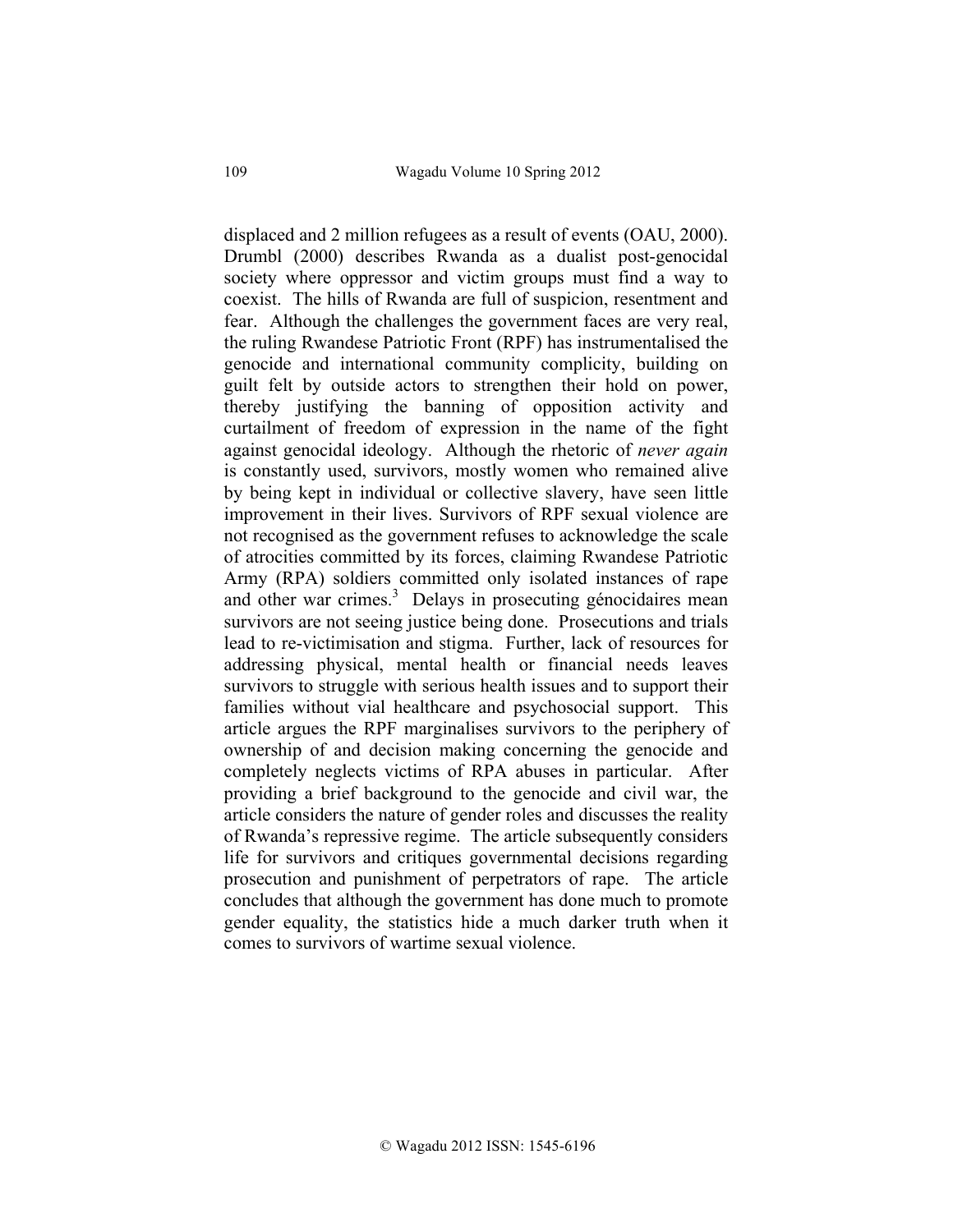displaced and 2 million refugees as a result of events (OAU, 2000). Drumbl (2000) describes Rwanda as a dualist post-genocidal society where oppressor and victim groups must find a way to coexist. The hills of Rwanda are full of suspicion, resentment and fear. Although the challenges the government faces are very real, the ruling Rwandese Patriotic Front (RPF) has instrumentalised the genocide and international community complicity, building on guilt felt by outside actors to strengthen their hold on power, thereby justifying the banning of opposition activity and curtailment of freedom of expression in the name of the fight against genocidal ideology. Although the rhetoric of *never again* is constantly used, survivors, mostly women who remained alive by being kept in individual or collective slavery, have seen little improvement in their lives. Survivors of RPF sexual violence are not recognised as the government refuses to acknowledge the scale of atrocities committed by its forces, claiming Rwandese Patriotic Army (RPA) soldiers committed only isolated instances of rape and other war crimes.[3] Delays in prosecuting génocidaires mean survivors are not seeing justice being done. Prosecutions and trials lead to re-victimisation and stigma. Further, lack of resources for addressing physical, mental health or financial needs leaves survivors to struggle with serious health issues and to support their families without vial healthcare and psychosocial support. This article argues the RPF marginalises survivors to the periphery of ownership of and decision making concerning the genocide and completely neglects victims of RPA abuses in particular. After providing a brief background to the genocide and civil war, the article considers the nature of gender roles and discusses the reality of Rwanda's repressive regime. The article subsequently considers life for survivors and critiques governmental decisions regarding prosecution and punishment of perpetrators of rape. The article concludes that although the government has done much to promote gender equality, the statistics hide a much darker truth when it comes to survivors of wartime sexual violence.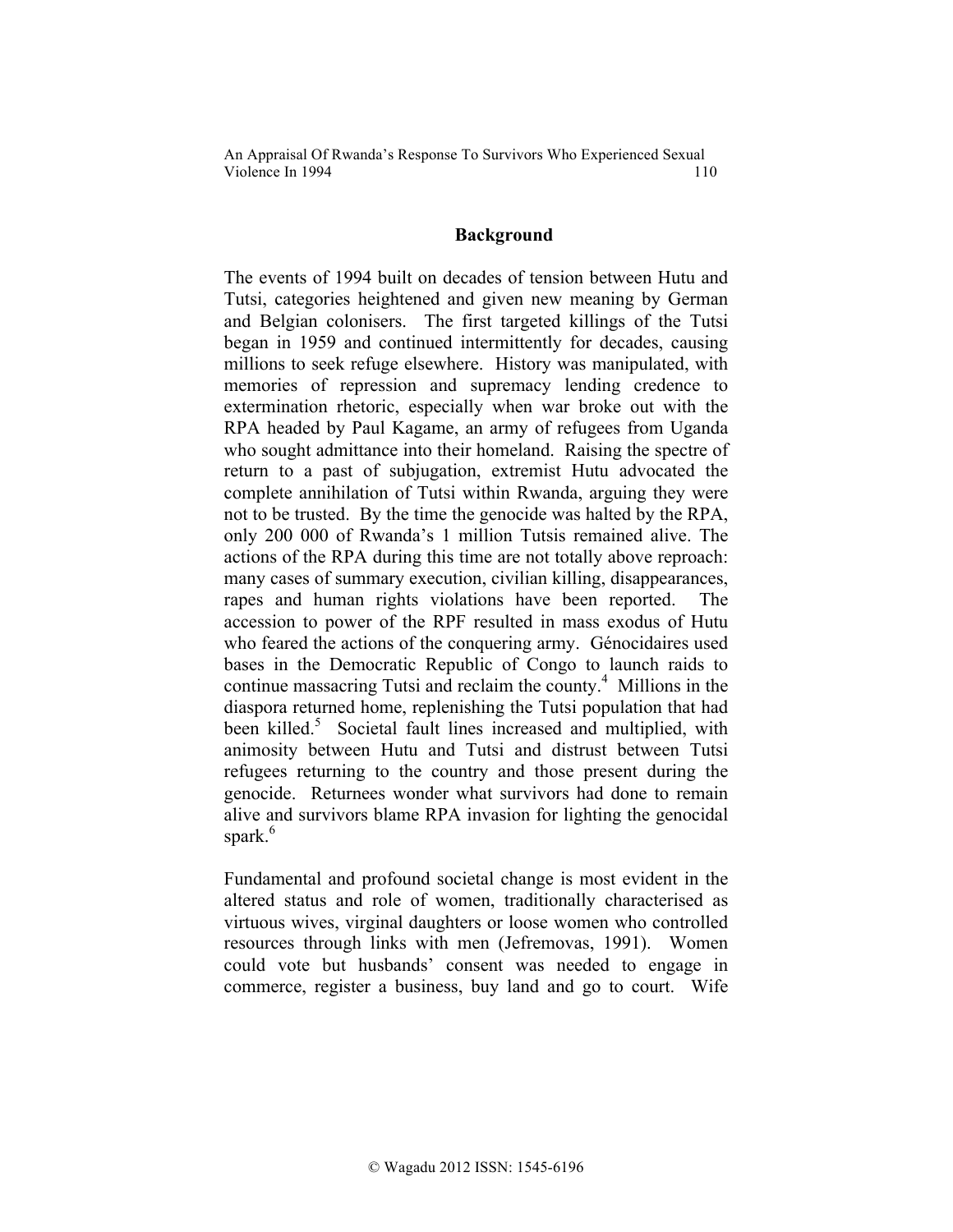## Background

The events of 1994 built on decades of tension between Hutu and Tutsi, categories heightened and given new meaning by German and Belgian colonisers. The first targeted killings of the Tutsi began in 1959 and continued intermittently for decades, causing millions to seek refuge elsewhere. History was manipulated, with memories of repression and supremacy lending credence to extermination rhetoric, especially when war broke out with the RPA headed by Paul Kagame, an army of refugees from Uganda who sought admittance into their homeland. Raising the spectre of return to a past of subjugation, extremist Hutu advocated the complete annihilation of Tutsi within Rwanda, arguing they were not to be trusted. By the time the genocide was halted by the RPA, only 200 000 of Rwanda's 1 million Tutsis remained alive. The actions of the RPA during this time are not totally above reproach: many cases of summary execution, civilian killing, disappearances, rapes and human rights violations have been reported. The accession to power of the RPF resulted in mass exodus of Hutu who feared the actions of the conquering army. Génocidaires used bases in the Democratic Republic of Congo to launch raids to continue massacring Tutsi and reclaim the county.[4] Millions in the diaspora returned home, replenishing the Tutsi population that had been killed.[5] Societal fault lines increased and multiplied, with animosity between Hutu and Tutsi and distrust between Tutsi refugees returning to the country and those present during the genocide. Returnees wonder what survivors had done to remain alive and survivors blame RPA invasion for lighting the genocidal spark.[6]

Fundamental and profound societal change is most evident in the altered status and role of women, traditionally characterised as virtuous wives, virginal daughters or loose women who controlled resources through links with men (Jefremovas, 1991). Women could vote but husbands' consent was needed to engage in commerce, register a business, buy land and go to court. Wife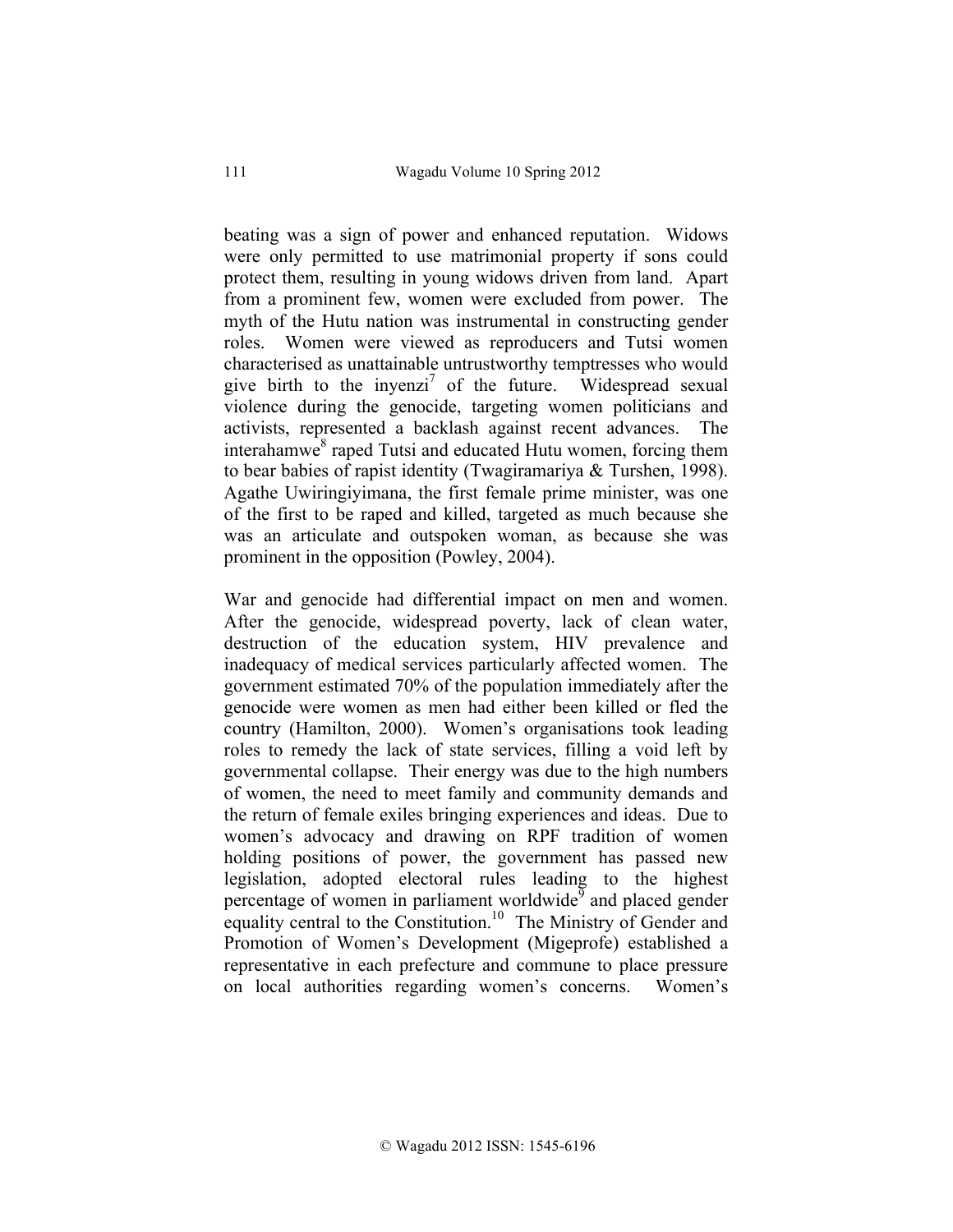beating was a sign of power and enhanced reputation. Widows were only permitted to use matrimonial property if sons could protect them, resulting in young widows driven from land. Apart from a prominent few, women were excluded from power. The myth of the Hutu nation was instrumental in constructing gender roles. Women were viewed as reproducers and Tutsi women characterised as unattainable untrustworthy temptresses who would give birth to the inyenzi[7] of the future. Widespread sexual violence during the genocide, targeting women politicians and activists, represented a backlash against recent advances. The interahamwe[8] raped Tutsi and educated Hutu women, forcing them to bear babies of rapist identity (Twagiramariya & Turshen, 1998). Agathe Uwiringiyimana, the first female prime minister, was one of the first to be raped and killed, targeted as much because she was an articulate and outspoken woman, as because she was prominent in the opposition (Powley, 2004).

War and genocide had differential impact on men and women. After the genocide, widespread poverty, lack of clean water, destruction of the education system, HIV prevalence and inadequacy of medical services particularly affected women. The government estimated 70% of the population immediately after the genocide were women as men had either been killed or fled the country (Hamilton, 2000). Women's organisations took leading roles to remedy the lack of state services, filling a void left by governmental collapse. Their energy was due to the high numbers of women, the need to meet family and community demands and the return of female exiles bringing experiences and ideas. Due to women's advocacy and drawing on RPF tradition of women holding positions of power, the government has passed new legislation, adopted electoral rules leading to the highest percentage of women in parliament worldwide[9] and placed gender equality central to the Constitution.[10] The Ministry of Gender and Promotion of Women's Development (Migeprofe) established a representative in each prefecture and commune to place pressure on local authorities regarding women's concerns. Women's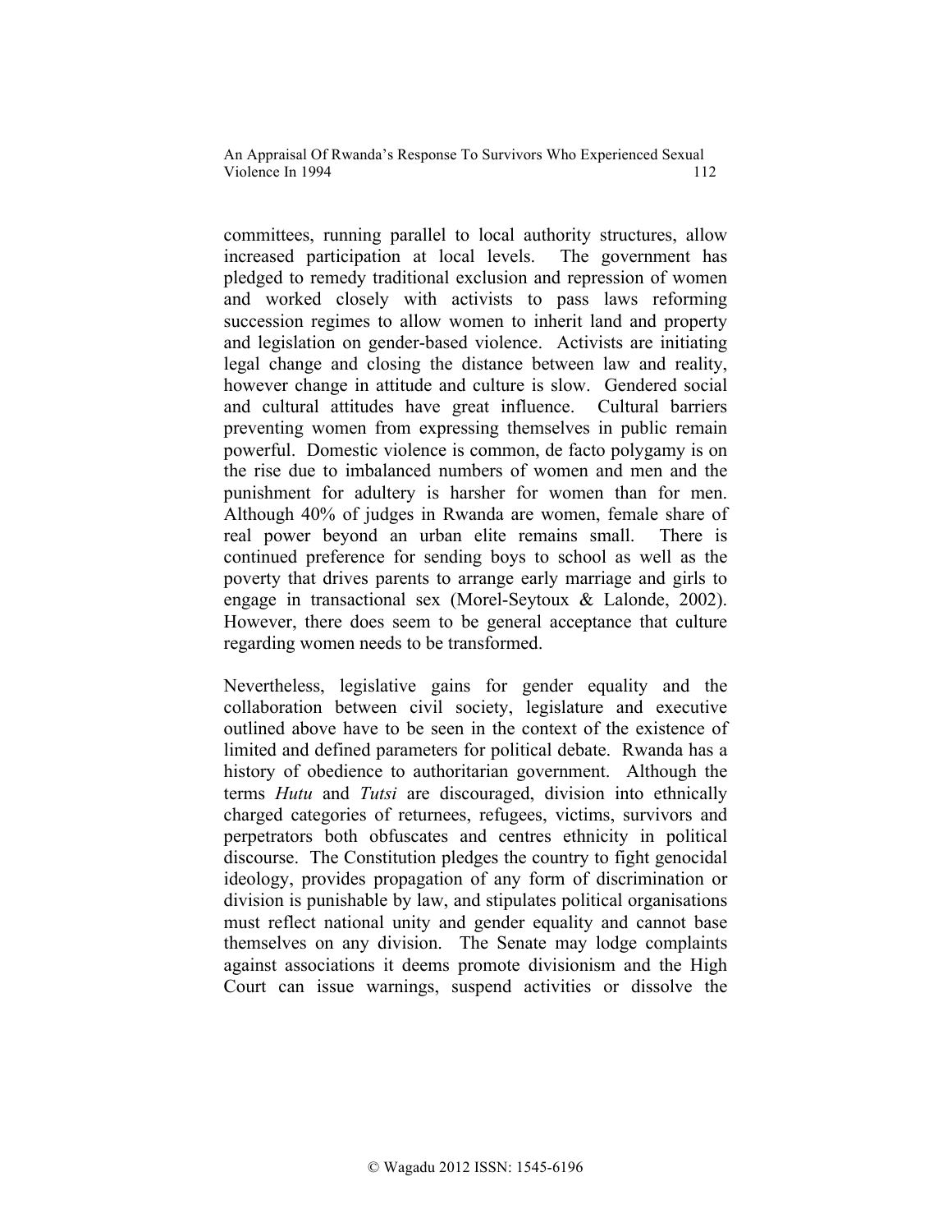committees, running parallel to local authority structures, allow increased participation at local levels. The government has pledged to remedy traditional exclusion and repression of women and worked closely with activists to pass laws reforming succession regimes to allow women to inherit land and property and legislation on gender-based violence. Activists are initiating legal change and closing the distance between law and reality, however change in attitude and culture is slow. Gendered social and cultural attitudes have great influence. Cultural barriers preventing women from expressing themselves in public remain powerful. Domestic violence is common, de facto polygamy is on the rise due to imbalanced numbers of women and men and the punishment for adultery is harsher for women than for men. Although 40% of judges in Rwanda are women, female share of real power beyond an urban elite remains small. There is continued preference for sending boys to school as well as the poverty that drives parents to arrange early marriage and girls to engage in transactional sex (Morel-Seytoux & Lalonde, 2002). However, there does seem to be general acceptance that culture regarding women needs to be transformed.

Nevertheless, legislative gains for gender equality and the collaboration between civil society, legislature and executive outlined above have to be seen in the context of the existence of limited and defined parameters for political debate. Rwanda has a history of obedience to authoritarian government. Although the terms *Hutu* and *Tutsi* are discouraged, division into ethnically charged categories of returnees, refugees, victims, survivors and perpetrators both obfuscates and centres ethnicity in political discourse. The Constitution pledges the country to fight genocidal ideology, provides propagation of any form of discrimination or division is punishable by law, and stipulates political organisations must reflect national unity and gender equality and cannot base themselves on any division. The Senate may lodge complaints against associations it deems promote divisionism and the High Court can issue warnings, suspend activities or dissolve the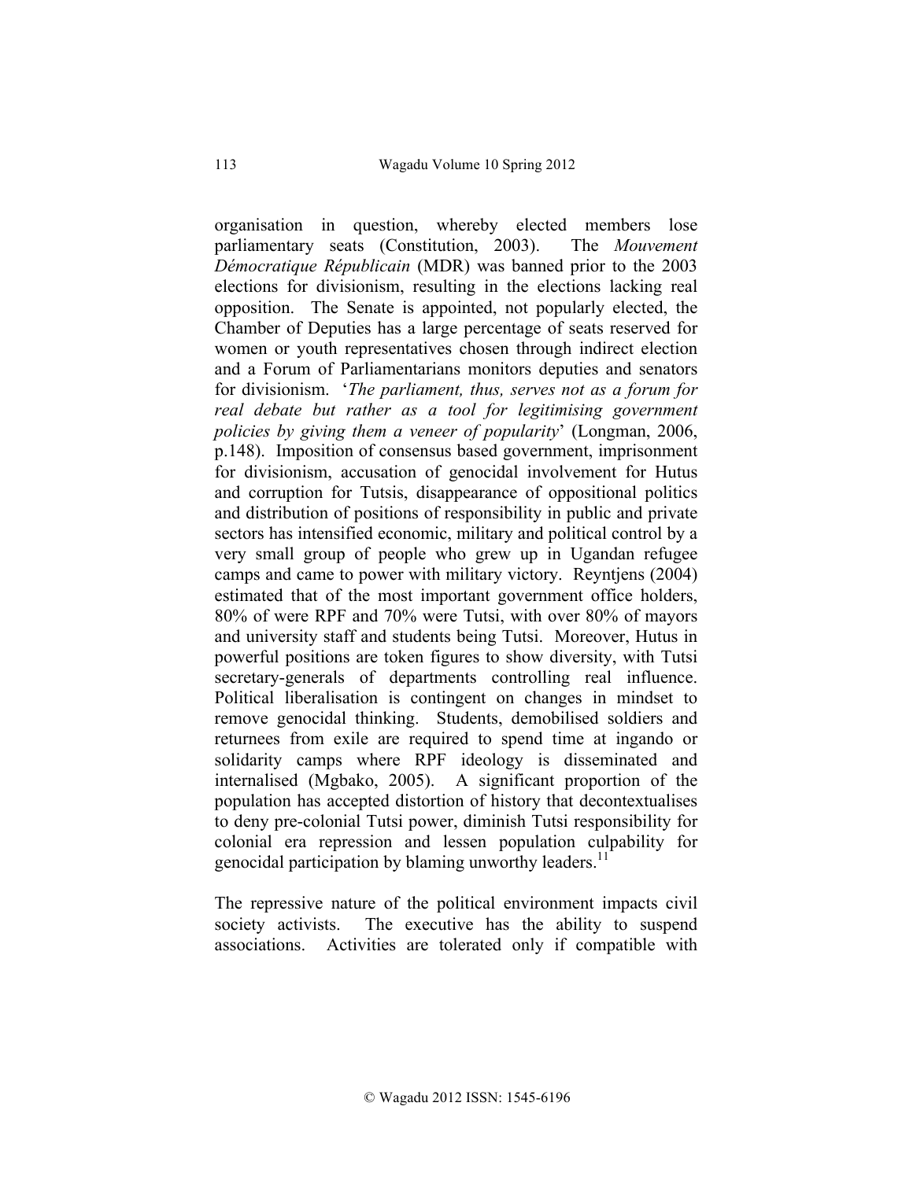organisation in question, whereby elected members lose parliamentary seats (Constitution, 2003). The *Mouvement Démocratique Républicain* (MDR) was banned prior to the 2003 elections for divisionism, resulting in the elections lacking real opposition. The Senate is appointed, not popularly elected, the Chamber of Deputies has a large percentage of seats reserved for women or youth representatives chosen through indirect election and a Forum of Parliamentarians monitors deputies and senators for divisionism. '*The parliament, thus, serves not as a forum for real debate but rather as a tool for legitimising government policies by giving them a veneer of popularity*' (Longman, 2006, p.148). Imposition of consensus based government, imprisonment for divisionism, accusation of genocidal involvement for Hutus and corruption for Tutsis, disappearance of oppositional politics and distribution of positions of responsibility in public and private sectors has intensified economic, military and political control by a very small group of people who grew up in Ugandan refugee camps and came to power with military victory. Reyntjens (2004) estimated that of the most important government office holders, 80% of were RPF and 70% were Tutsi, with over 80% of mayors and university staff and students being Tutsi. Moreover, Hutus in powerful positions are token figures to show diversity, with Tutsi secretary-generals of departments controlling real influence. Political liberalisation is contingent on changes in mindset to remove genocidal thinking. Students, demobilised soldiers and returnees from exile are required to spend time at ingando or solidarity camps where RPF ideology is disseminated and internalised (Mgbako, 2005). A significant proportion of the population has accepted distortion of history that decontextualises to deny pre-colonial Tutsi power, diminish Tutsi responsibility for colonial era repression and lessen population culpability for genocidal participation by blaming unworthy leaders.[11]

The repressive nature of the political environment impacts civil society activists. The executive has the ability to suspend associations. Activities are tolerated only if compatible with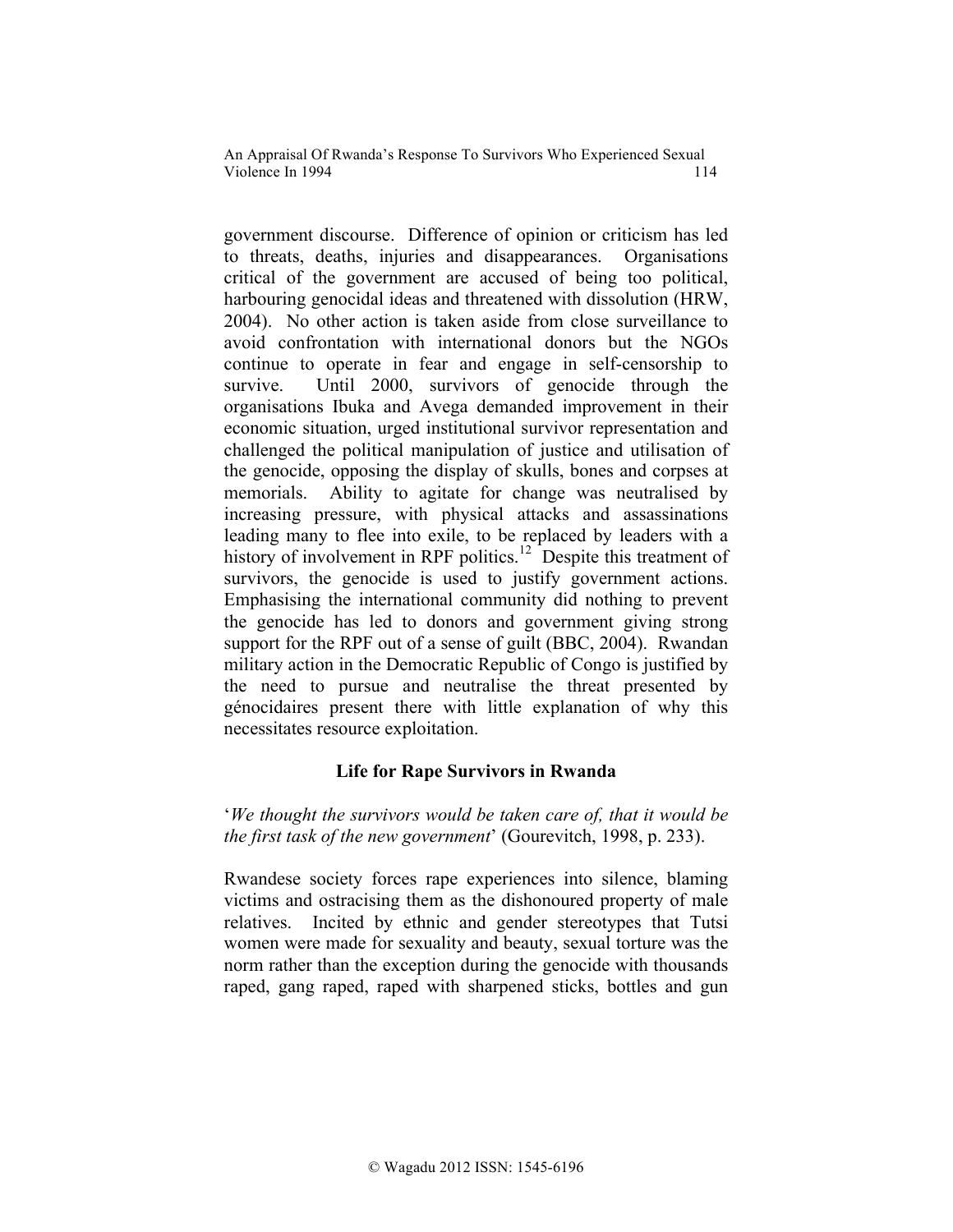government discourse. Difference of opinion or criticism has led to threats, deaths, injuries and disappearances. Organisations critical of the government are accused of being too political, harbouring genocidal ideas and threatened with dissolution (HRW, 2004). No other action is taken aside from close surveillance to avoid confrontation with international donors but the NGOs continue to operate in fear and engage in self-censorship to survive. Until 2000, survivors of genocide through the organisations Ibuka and Avega demanded improvement in their economic situation, urged institutional survivor representation and challenged the political manipulation of justice and utilisation of the genocide, opposing the display of skulls, bones and corpses at memorials. Ability to agitate for change was neutralised by increasing pressure, with physical attacks and assassinations leading many to flee into exile, to be replaced by leaders with a history of involvement in RPF politics.[12] Despite this treatment of survivors, the genocide is used to justify government actions. Emphasising the international community did nothing to prevent the genocide has led to donors and government giving strong support for the RPF out of a sense of guilt (BBC, 2004). Rwandan military action in the Democratic Republic of Congo is justified by the need to pursue and neutralise the threat presented by génocidaires present there with little explanation of why this necessitates resource exploitation.

## Life for Rape Survivors in Rwanda

'*We thought the survivors would be taken care of, that it would be the first task of the new government*' (Gourevitch, 1998, p. 233).

Rwandese society forces rape experiences into silence, blaming victims and ostracising them as the dishonoured property of male relatives. Incited by ethnic and gender stereotypes that Tutsi women were made for sexuality and beauty, sexual torture was the norm rather than the exception during the genocide with thousands raped, gang raped, raped with sharpened sticks, bottles and gun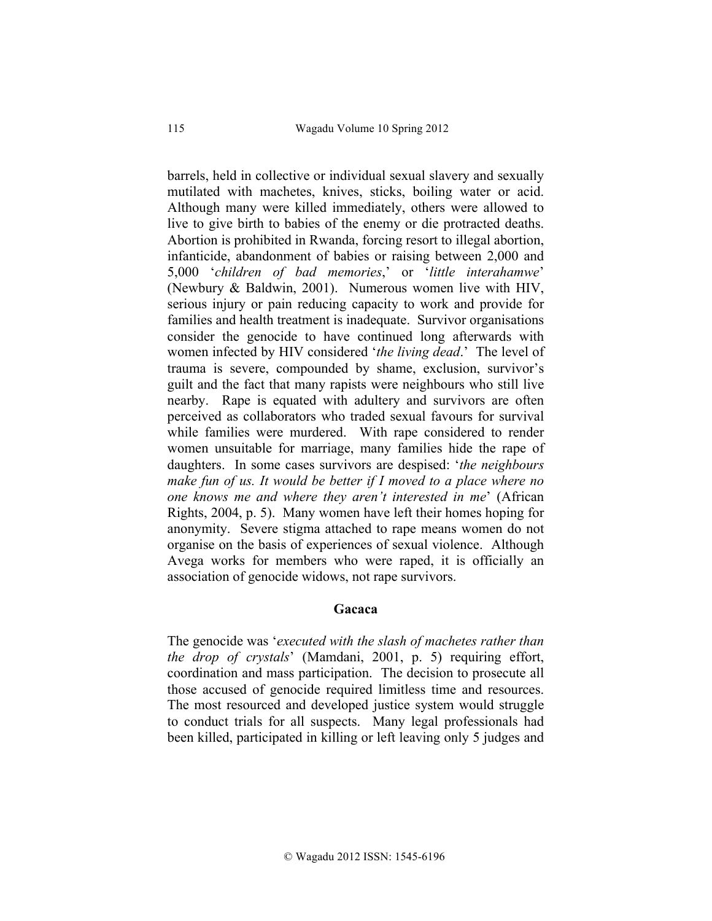barrels, held in collective or individual sexual slavery and sexually mutilated with machetes, knives, sticks, boiling water or acid. Although many were killed immediately, others were allowed to live to give birth to babies of the enemy or die protracted deaths. Abortion is prohibited in Rwanda, forcing resort to illegal abortion, infanticide, abandonment of babies or raising between 2,000 and 5,000 '*children of bad memories*,' or '*little interahamwe*' (Newbury & Baldwin, 2001). Numerous women live with HIV, serious injury or pain reducing capacity to work and provide for families and health treatment is inadequate. Survivor organisations consider the genocide to have continued long afterwards with women infected by HIV considered '*the living dead*.' The level of trauma is severe, compounded by shame, exclusion, survivor's guilt and the fact that many rapists were neighbours who still live nearby. Rape is equated with adultery and survivors are often perceived as collaborators who traded sexual favours for survival while families were murdered. With rape considered to render women unsuitable for marriage, many families hide the rape of daughters. In some cases survivors are despised: '*the neighbours make fun of us. It would be better if I moved to a place where no one knows me and where they aren't interested in me*' (African Rights, 2004, p. 5). Many women have left their homes hoping for anonymity. Severe stigma attached to rape means women do not organise on the basis of experiences of sexual violence. Although Avega works for members who were raped, it is officially an association of genocide widows, not rape survivors.

## Gacaca

The genocide was '*executed with the slash of machetes rather than the drop of crystals*' (Mamdani, 2001, p. 5) requiring effort, coordination and mass participation. The decision to prosecute all those accused of genocide required limitless time and resources. The most resourced and developed justice system would struggle to conduct trials for all suspects. Many legal professionals had been killed, participated in killing or left leaving only 5 judges and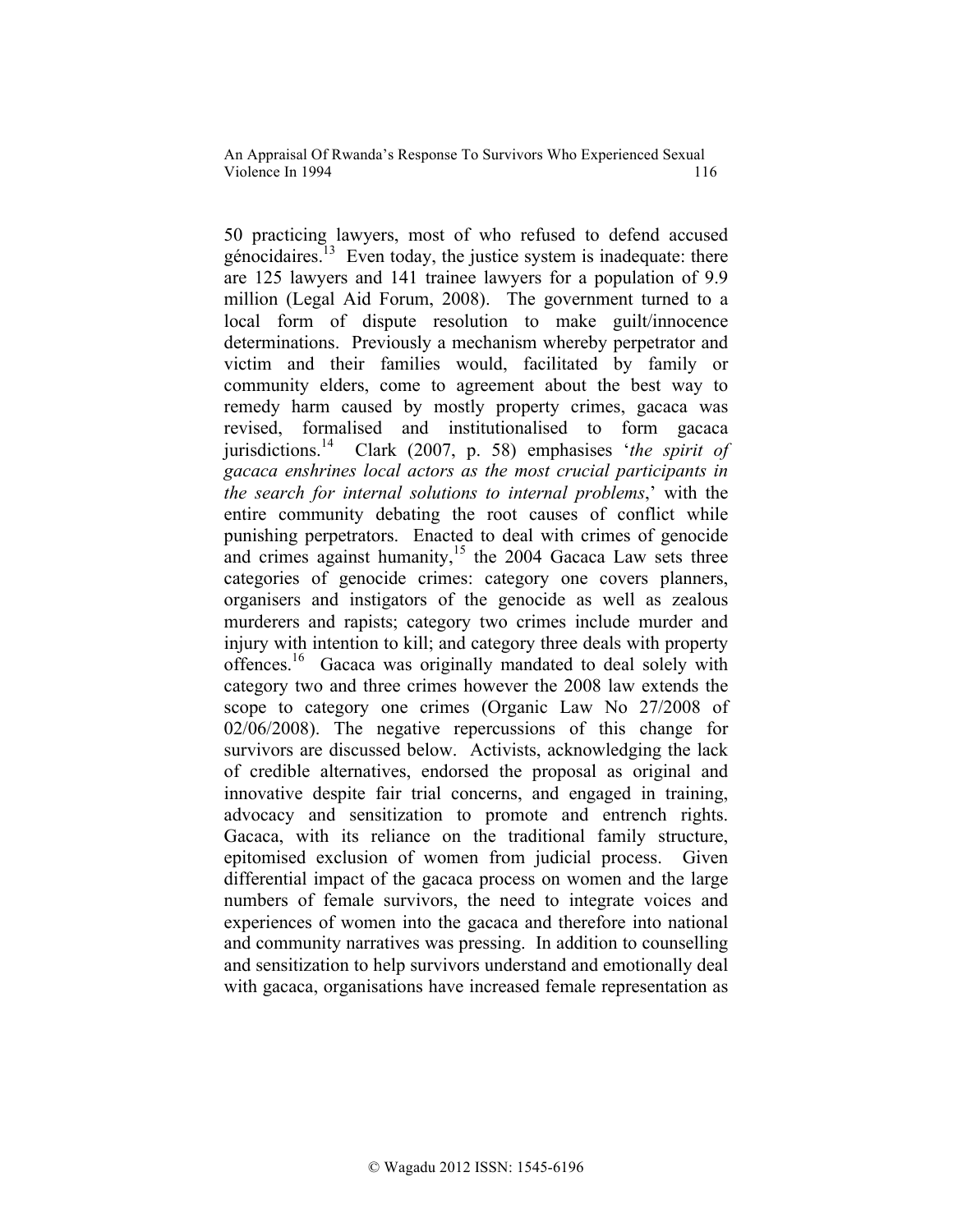50 practicing lawyers, most of who refused to defend accused génocidaires.[13] Even today, the justice system is inadequate: there are 125 lawyers and 141 trainee lawyers for a population of 9.9 million (Legal Aid Forum, 2008). The government turned to a local form of dispute resolution to make guilt/innocence determinations. Previously a mechanism whereby perpetrator and victim and their families would, facilitated by family or community elders, come to agreement about the best way to remedy harm caused by mostly property crimes, gacaca was revised, formalised and institutionalised to form gacaca jurisdictions.[14] Clark (2007, p. 58) emphasises '*the spirit of gacaca enshrines local actors as the most crucial participants in the search for internal solutions to internal problems*,' with the entire community debating the root causes of conflict while punishing perpetrators. Enacted to deal with crimes of genocide and crimes against humanity,[15] the 2004 Gacaca Law sets three categories of genocide crimes: category one covers planners, organisers and instigators of the genocide as well as zealous murderers and rapists; category two crimes include murder and injury with intention to kill; and category three deals with property offences.[16] Gacaca was originally mandated to deal solely with category two and three crimes however the 2008 law extends the scope to category one crimes (Organic Law No 27/2008 of 02/06/2008). The negative repercussions of this change for survivors are discussed below. Activists, acknowledging the lack of credible alternatives, endorsed the proposal as original and innovative despite fair trial concerns, and engaged in training, advocacy and sensitization to promote and entrench rights. Gacaca, with its reliance on the traditional family structure, epitomised exclusion of women from judicial process. Given differential impact of the gacaca process on women and the large numbers of female survivors, the need to integrate voices and experiences of women into the gacaca and therefore into national and community narratives was pressing. In addition to counselling and sensitization to help survivors understand and emotionally deal with gacaca, organisations have increased female representation as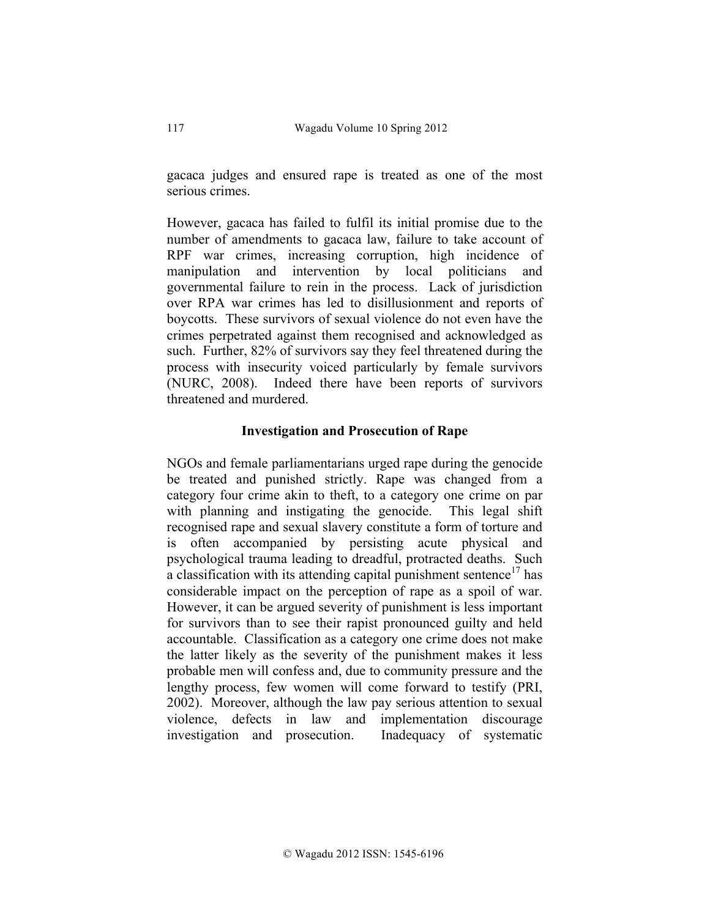gacaca judges and ensured rape is treated as one of the most serious crimes.

However, gacaca has failed to fulfil its initial promise due to the number of amendments to gacaca law, failure to take account of RPF war crimes, increasing corruption, high incidence of manipulation and intervention by local politicians and governmental failure to rein in the process. Lack of jurisdiction over RPA war crimes has led to disillusionment and reports of boycotts. These survivors of sexual violence do not even have the crimes perpetrated against them recognised and acknowledged as such. Further, 82% of survivors say they feel threatened during the process with insecurity voiced particularly by female survivors (NURC, 2008). Indeed there have been reports of survivors threatened and murdered.

## Investigation and Prosecution of Rape

NGOs and female parliamentarians urged rape during the genocide be treated and punished strictly. Rape was changed from a category four crime akin to theft, to a category one crime on par with planning and instigating the genocide. This legal shift recognised rape and sexual slavery constitute a form of torture and is often accompanied by persisting acute physical and psychological trauma leading to dreadful, protracted deaths. Such a classification with its attending capital punishment sentence[17] has considerable impact on the perception of rape as a spoil of war. However, it can be argued severity of punishment is less important for survivors than to see their rapist pronounced guilty and held accountable. Classification as a category one crime does not make the latter likely as the severity of the punishment makes it less probable men will confess and, due to community pressure and the lengthy process, few women will come forward to testify (PRI, 2002). Moreover, although the law pay serious attention to sexual violence, defects in law and implementation discourage investigation and prosecution. Inadequacy of systematic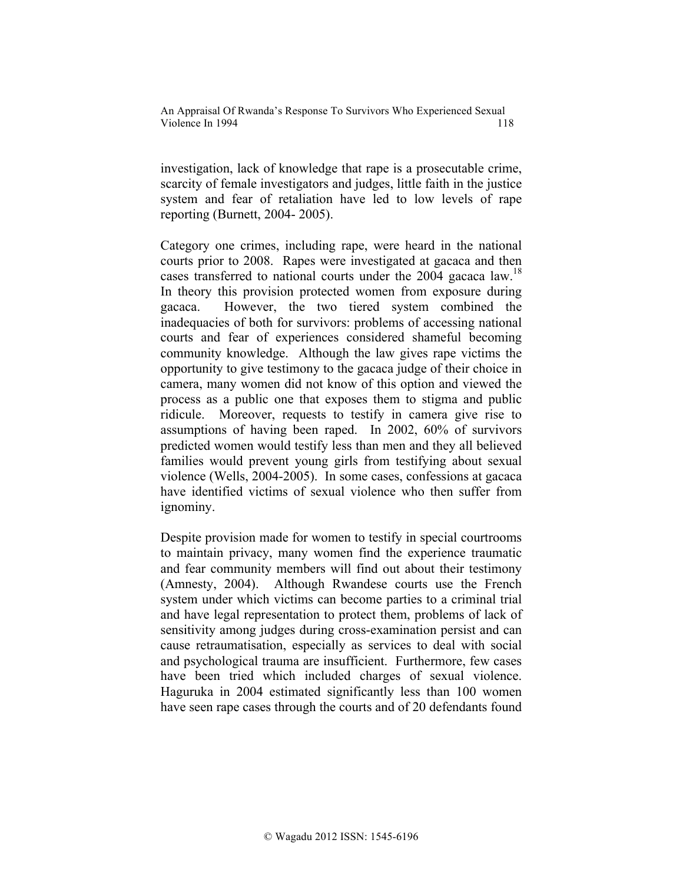investigation, lack of knowledge that rape is a prosecutable crime, scarcity of female investigators and judges, little faith in the justice system and fear of retaliation have led to low levels of rape reporting (Burnett, 2004- 2005).

Category one crimes, including rape, were heard in the national courts prior to 2008. Rapes were investigated at gacaca and then cases transferred to national courts under the 2004 gacaca law.[18] In theory this provision protected women from exposure during gacaca. However, the two tiered system combined the inadequacies of both for survivors: problems of accessing national courts and fear of experiences considered shameful becoming community knowledge. Although the law gives rape victims the opportunity to give testimony to the gacaca judge of their choice in camera, many women did not know of this option and viewed the process as a public one that exposes them to stigma and public ridicule. Moreover, requests to testify in camera give rise to assumptions of having been raped. In 2002, 60% of survivors predicted women would testify less than men and they all believed families would prevent young girls from testifying about sexual violence (Wells, 2004-2005). In some cases, confessions at gacaca have identified victims of sexual violence who then suffer from ignominy.

Despite provision made for women to testify in special courtrooms to maintain privacy, many women find the experience traumatic and fear community members will find out about their testimony (Amnesty, 2004). Although Rwandese courts use the French system under which victims can become parties to a criminal trial and have legal representation to protect them, problems of lack of sensitivity among judges during cross-examination persist and can cause retraumatisation, especially as services to deal with social and psychological trauma are insufficient. Furthermore, few cases have been tried which included charges of sexual violence. Haguruka in 2004 estimated significantly less than 100 women have seen rape cases through the courts and of 20 defendants found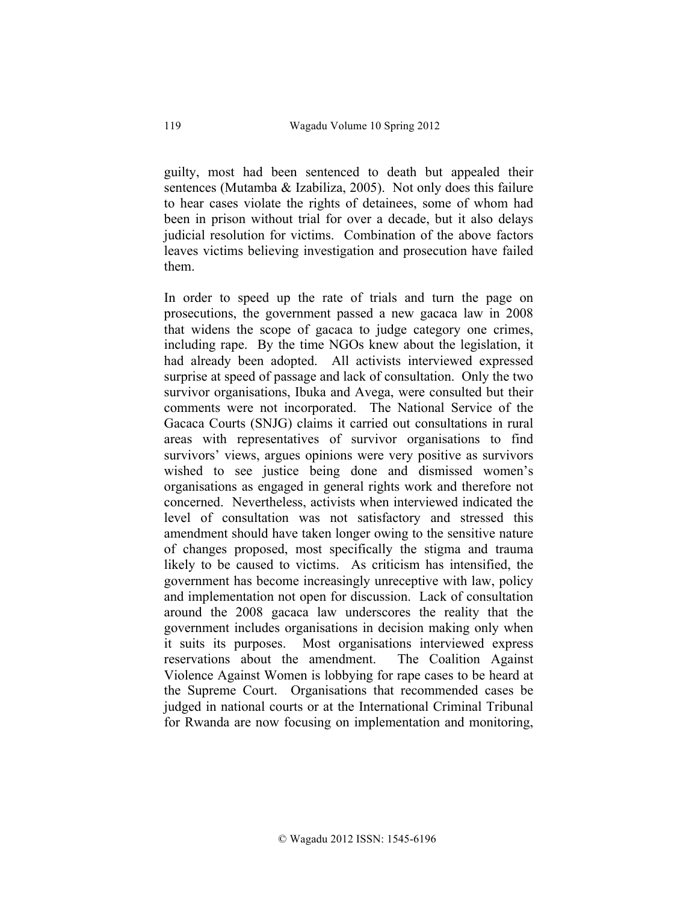guilty, most had been sentenced to death but appealed their sentences (Mutamba & Izabiliza, 2005). Not only does this failure to hear cases violate the rights of detainees, some of whom had been in prison without trial for over a decade, but it also delays judicial resolution for victims. Combination of the above factors leaves victims believing investigation and prosecution have failed them.

In order to speed up the rate of trials and turn the page on prosecutions, the government passed a new gacaca law in 2008 that widens the scope of gacaca to judge category one crimes, including rape. By the time NGOs knew about the legislation, it had already been adopted. All activists interviewed expressed surprise at speed of passage and lack of consultation. Only the two survivor organisations, Ibuka and Avega, were consulted but their comments were not incorporated. The National Service of the Gacaca Courts (SNJG) claims it carried out consultations in rural areas with representatives of survivor organisations to find survivors' views, argues opinions were very positive as survivors wished to see justice being done and dismissed women's organisations as engaged in general rights work and therefore not concerned. Nevertheless, activists when interviewed indicated the level of consultation was not satisfactory and stressed this amendment should have taken longer owing to the sensitive nature of changes proposed, most specifically the stigma and trauma likely to be caused to victims. As criticism has intensified, the government has become increasingly unreceptive with law, policy and implementation not open for discussion. Lack of consultation around the 2008 gacaca law underscores the reality that the government includes organisations in decision making only when it suits its purposes. Most organisations interviewed express reservations about the amendment. The Coalition Against Violence Against Women is lobbying for rape cases to be heard at the Supreme Court. Organisations that recommended cases be judged in national courts or at the International Criminal Tribunal for Rwanda are now focusing on implementation and monitoring,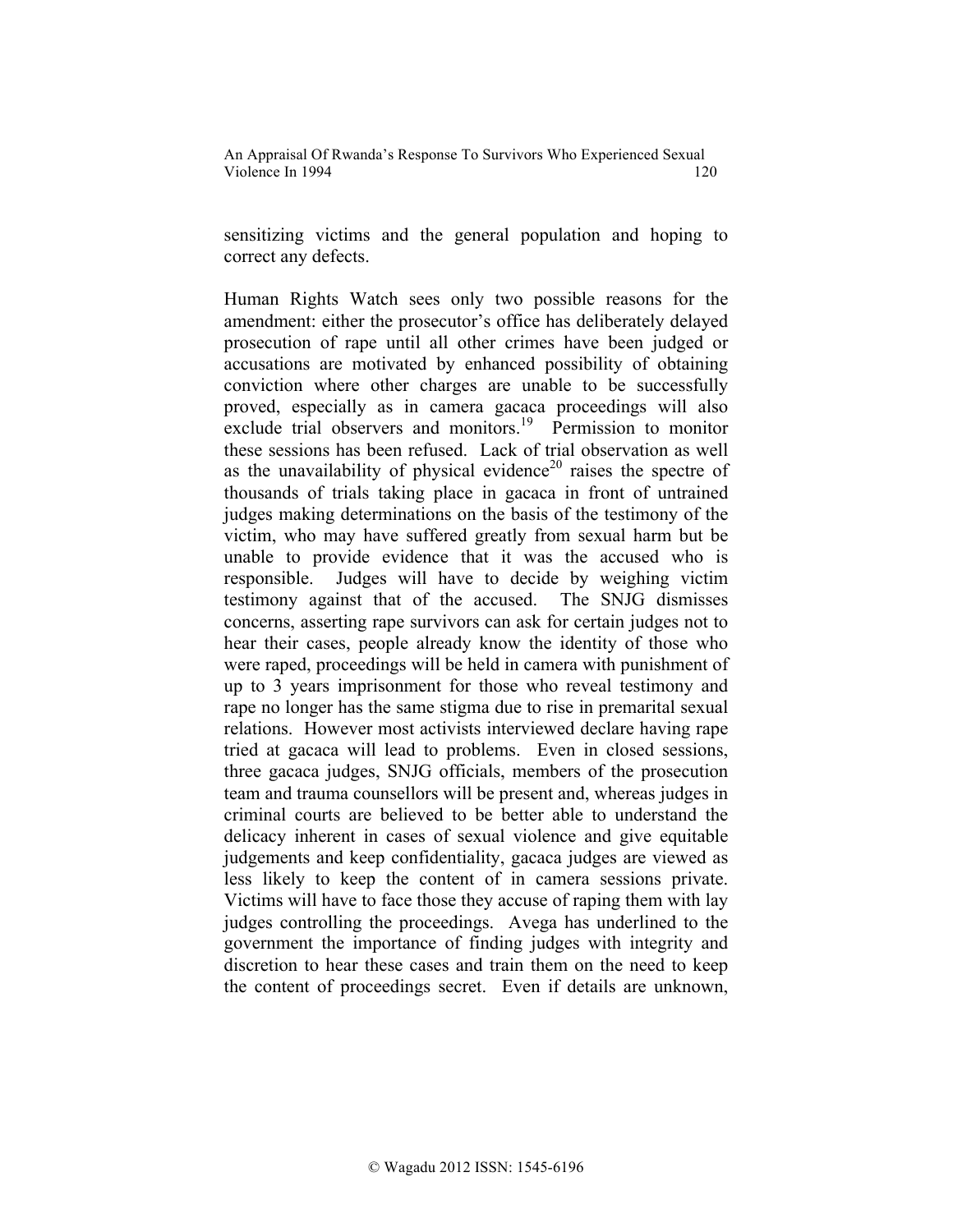sensitizing victims and the general population and hoping to correct any defects.

Human Rights Watch sees only two possible reasons for the amendment: either the prosecutor's office has deliberately delayed prosecution of rape until all other crimes have been judged or accusations are motivated by enhanced possibility of obtaining conviction where other charges are unable to be successfully proved, especially as in camera gacaca proceedings will also exclude trial observers and monitors.[19] Permission to monitor these sessions has been refused. Lack of trial observation as well as the unavailability of physical evidence[20] raises the spectre of thousands of trials taking place in gacaca in front of untrained judges making determinations on the basis of the testimony of the victim, who may have suffered greatly from sexual harm but be unable to provide evidence that it was the accused who is responsible. Judges will have to decide by weighing victim testimony against that of the accused. The SNJG dismisses concerns, asserting rape survivors can ask for certain judges not to hear their cases, people already know the identity of those who were raped, proceedings will be held in camera with punishment of up to 3 years imprisonment for those who reveal testimony and rape no longer has the same stigma due to rise in premarital sexual relations. However most activists interviewed declare having rape tried at gacaca will lead to problems. Even in closed sessions, three gacaca judges, SNJG officials, members of the prosecution team and trauma counsellors will be present and, whereas judges in criminal courts are believed to be better able to understand the delicacy inherent in cases of sexual violence and give equitable judgements and keep confidentiality, gacaca judges are viewed as less likely to keep the content of in camera sessions private. Victims will have to face those they accuse of raping them with lay judges controlling the proceedings. Avega has underlined to the government the importance of finding judges with integrity and discretion to hear these cases and train them on the need to keep the content of proceedings secret. Even if details are unknown,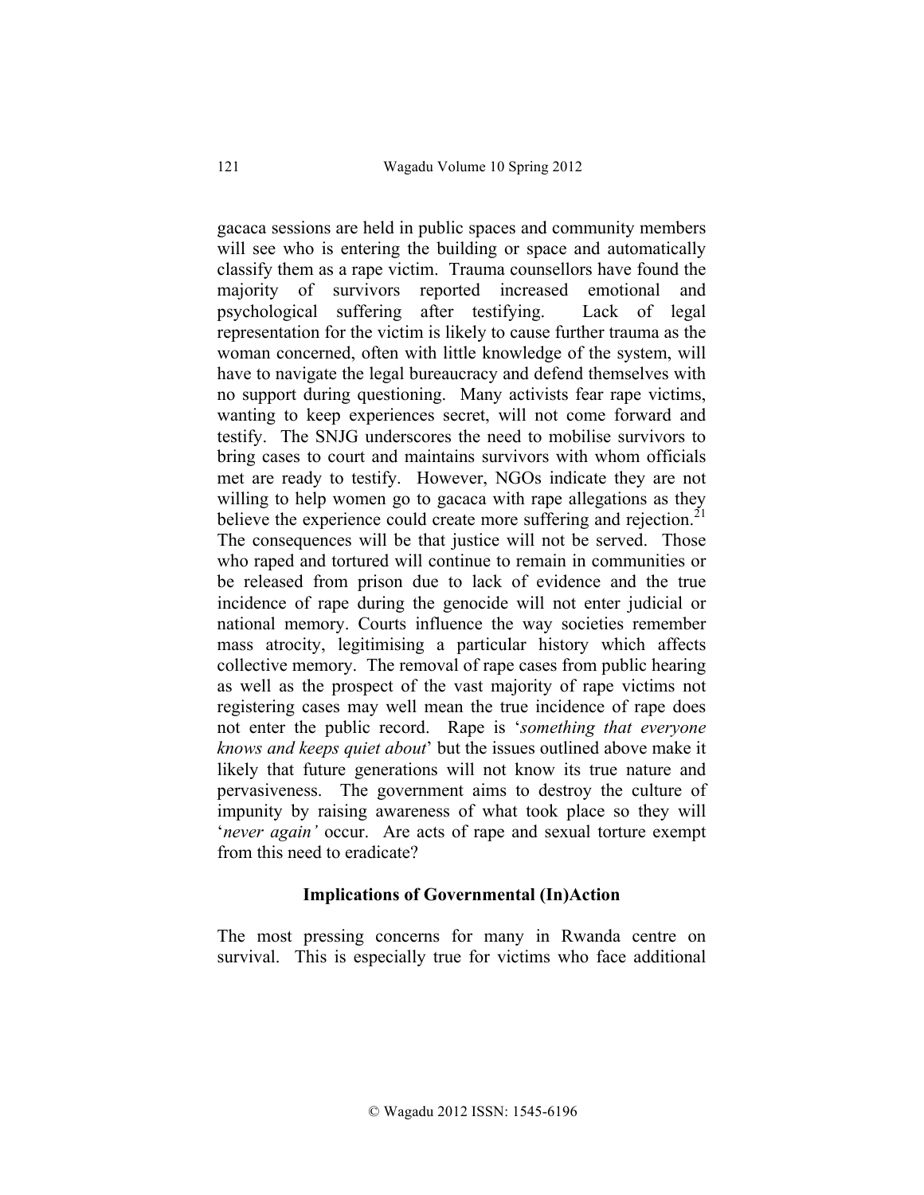gacaca sessions are held in public spaces and community members will see who is entering the building or space and automatically classify them as a rape victim. Trauma counsellors have found the majority of survivors reported increased emotional and psychological suffering after testifying. Lack of legal representation for the victim is likely to cause further trauma as the woman concerned, often with little knowledge of the system, will have to navigate the legal bureaucracy and defend themselves with no support during questioning. Many activists fear rape victims, wanting to keep experiences secret, will not come forward and testify. The SNJG underscores the need to mobilise survivors to bring cases to court and maintains survivors with whom officials met are ready to testify. However, NGOs indicate they are not willing to help women go to gacaca with rape allegations as they believe the experience could create more suffering and rejection.[21] The consequences will be that justice will not be served. Those who raped and tortured will continue to remain in communities or be released from prison due to lack of evidence and the true incidence of rape during the genocide will not enter judicial or national memory. Courts influence the way societies remember mass atrocity, legitimising a particular history which affects collective memory. The removal of rape cases from public hearing as well as the prospect of the vast majority of rape victims not registering cases may well mean the true incidence of rape does not enter the public record. Rape is '*something that everyone knows and keeps quiet about*' but the issues outlined above make it likely that future generations will not know its true nature and pervasiveness. The government aims to destroy the culture of impunity by raising awareness of what took place so they will '*never again'* occur. Are acts of rape and sexual torture exempt from this need to eradicate?

## Implications of Governmental (In)Action

The most pressing concerns for many in Rwanda centre on survival. This is especially true for victims who face additional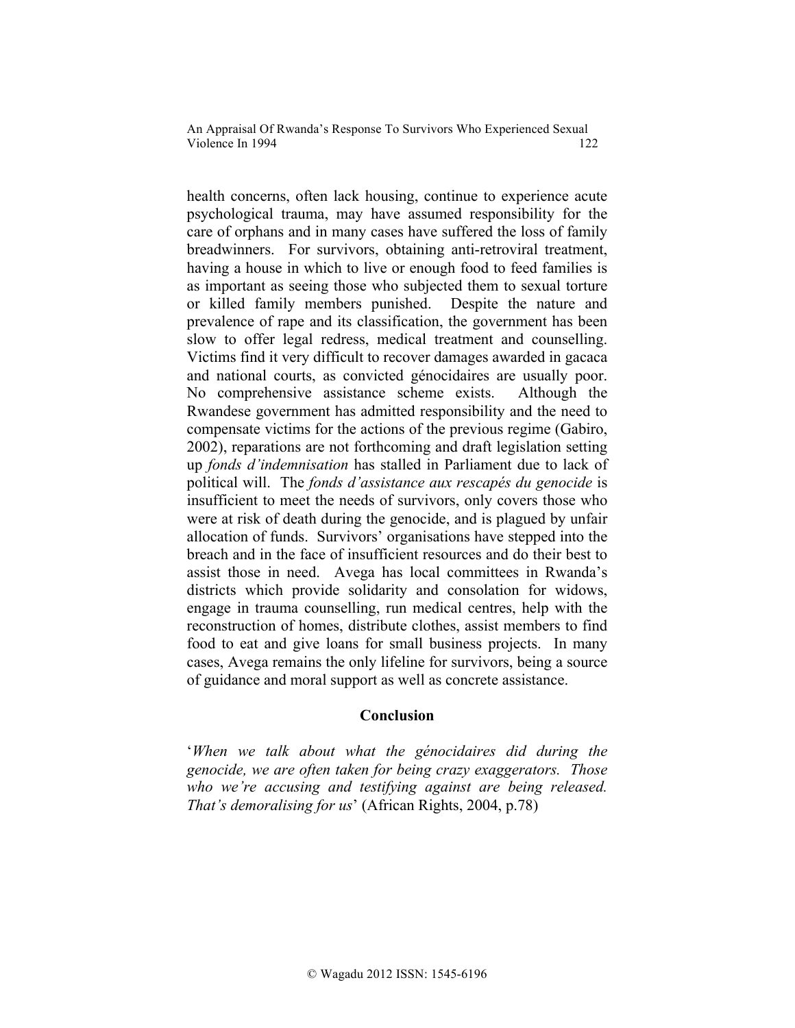health concerns, often lack housing, continue to experience acute psychological trauma, may have assumed responsibility for the care of orphans and in many cases have suffered the loss of family breadwinners. For survivors, obtaining anti-retroviral treatment, having a house in which to live or enough food to feed families is as important as seeing those who subjected them to sexual torture or killed family members punished. Despite the nature and prevalence of rape and its classification, the government has been slow to offer legal redress, medical treatment and counselling. Victims find it very difficult to recover damages awarded in gacaca and national courts, as convicted génocidaires are usually poor. No comprehensive assistance scheme exists. Although the Rwandese government has admitted responsibility and the need to compensate victims for the actions of the previous regime (Gabiro, 2002), reparations are not forthcoming and draft legislation setting up *fonds d'indemnisation* has stalled in Parliament due to lack of political will. The *fonds d'assistance aux rescapés du genocide* is insufficient to meet the needs of survivors, only covers those who were at risk of death during the genocide, and is plagued by unfair allocation of funds. Survivors' organisations have stepped into the breach and in the face of insufficient resources and do their best to assist those in need. Avega has local committees in Rwanda's districts which provide solidarity and consolation for widows, engage in trauma counselling, run medical centres, help with the reconstruction of homes, distribute clothes, assist members to find food to eat and give loans for small business projects. In many cases, Avega remains the only lifeline for survivors, being a source of guidance and moral support as well as concrete assistance.

## Conclusion

'*When we talk about what the génocidaires did during the genocide, we are often taken for being crazy exaggerators. Those who we're accusing and testifying against are being released. That's demoralising for us*' (African Rights, 2004, p.78)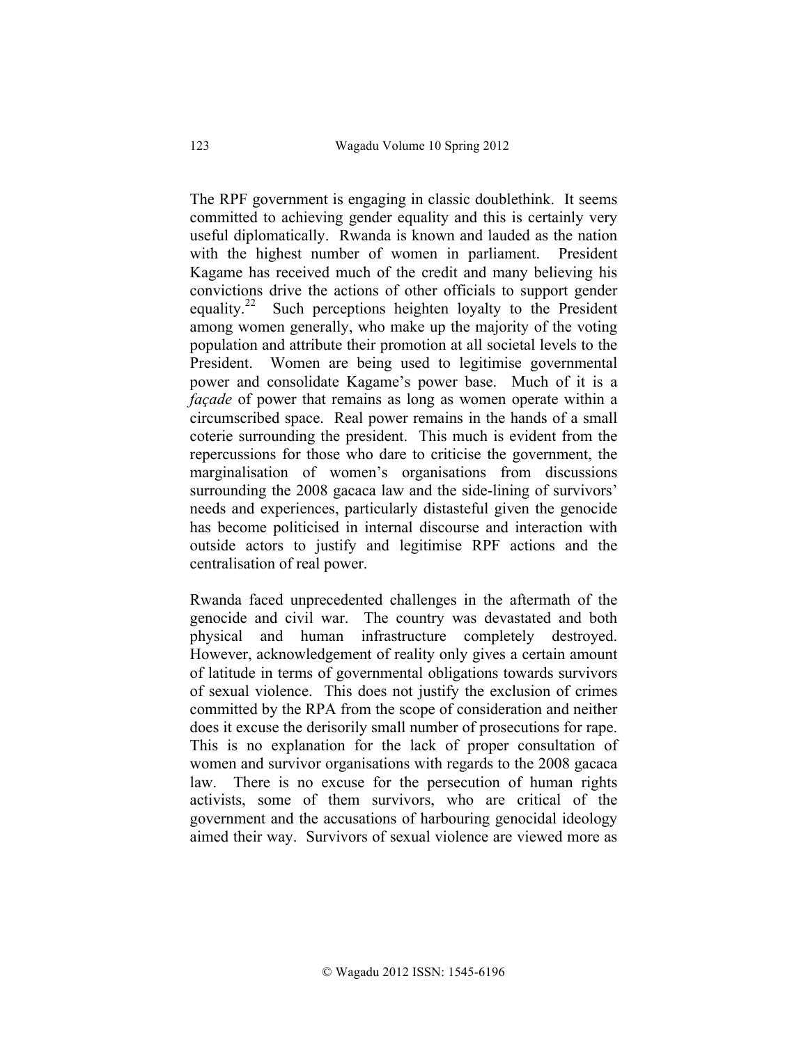The RPF government is engaging in classic doublethink. It seems committed to achieving gender equality and this is certainly very useful diplomatically. Rwanda is known and lauded as the nation with the highest number of women in parliament. President Kagame has received much of the credit and many believing his convictions drive the actions of other officials to support gender equality.[22] Such perceptions heighten loyalty to the President among women generally, who make up the majority of the voting population and attribute their promotion at all societal levels to the President. Women are being used to legitimise governmental power and consolidate Kagame's power base. Much of it is a *façade* of power that remains as long as women operate within a circumscribed space. Real power remains in the hands of a small coterie surrounding the president. This much is evident from the repercussions for those who dare to criticise the government, the marginalisation of women's organisations from discussions surrounding the 2008 gacaca law and the side-lining of survivors' needs and experiences, particularly distasteful given the genocide has become politicised in internal discourse and interaction with outside actors to justify and legitimise RPF actions and the centralisation of real power.

Rwanda faced unprecedented challenges in the aftermath of the genocide and civil war. The country was devastated and both physical and human infrastructure completely destroyed. However, acknowledgement of reality only gives a certain amount of latitude in terms of governmental obligations towards survivors of sexual violence. This does not justify the exclusion of crimes committed by the RPA from the scope of consideration and neither does it excuse the derisorily small number of prosecutions for rape. This is no explanation for the lack of proper consultation of women and survivor organisations with regards to the 2008 gacaca law. There is no excuse for the persecution of human rights activists, some of them survivors, who are critical of the government and the accusations of harbouring genocidal ideology aimed their way. Survivors of sexual violence are viewed more as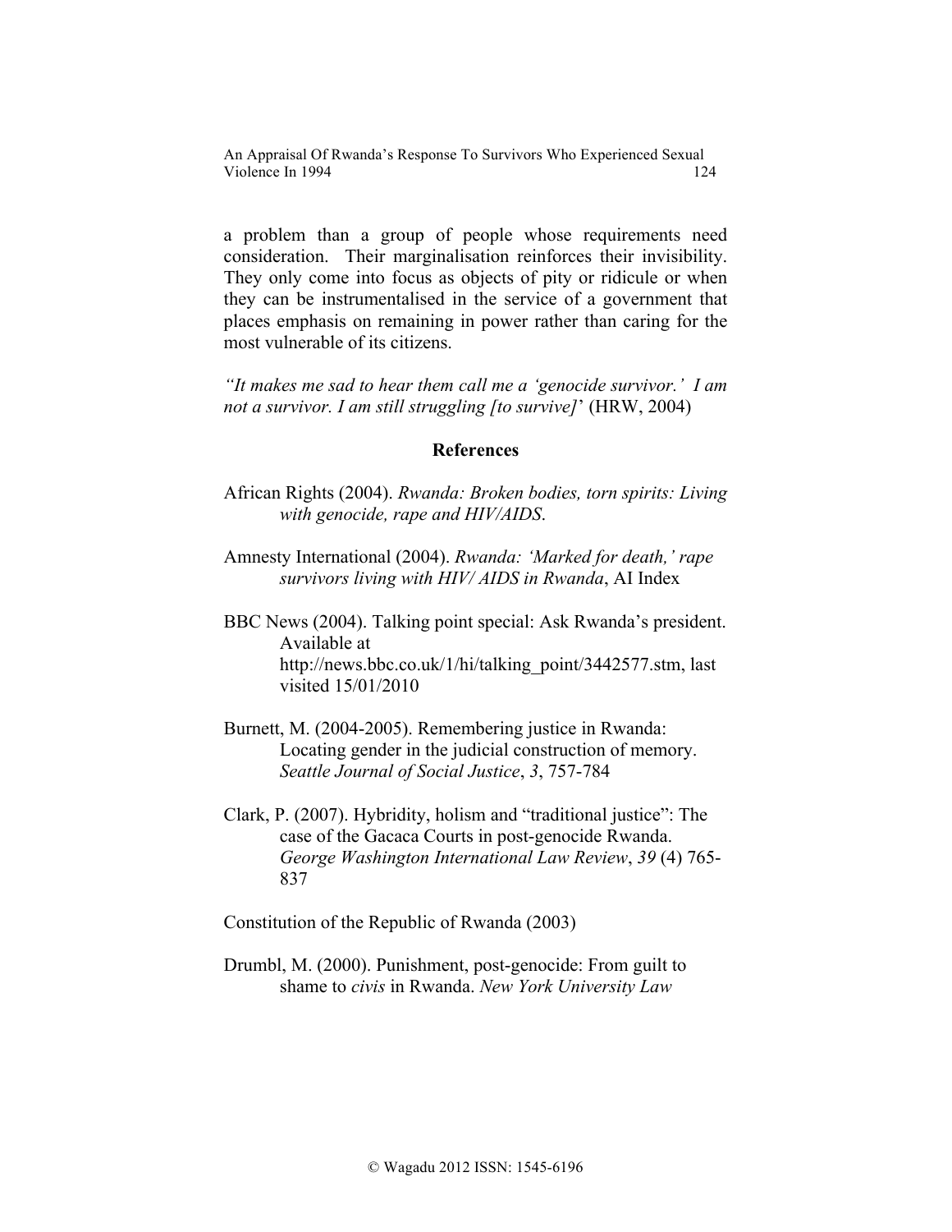a problem than a group of people whose requirements need consideration. Their marginalisation reinforces their invisibility. They only come into focus as objects of pity or ridicule or when they can be instrumentalised in the service of a government that places emphasis on remaining in power rather than caring for the most vulnerable of its citizens.

*"It makes me sad to hear them call me a 'genocide survivor.' I am not a survivor. I am still struggling [to survive]*' (HRW, 2004)

## References

African Rights (2004). *Rwanda: Broken bodies, torn spirits: Living with genocide, rape and HIV/AIDS*.

Amnesty International (2004). *Rwanda: 'Marked for death,' rape survivors living with HIV/ AIDS in Rwanda*, AI Index

BBC News (2004). Talking point special: Ask Rwanda's president. Available at http://news.bbc.co.uk/1/hi/talking_point/3442577.stm, last visited 15/01/2010

Burnett, M. (2004-2005). Remembering justice in Rwanda: Locating gender in the judicial construction of memory. *Seattle Journal of Social Justice*, *3*, 757-784

Clark, P. (2007). Hybridity, holism and "traditional justice": The case of the Gacaca Courts in post-genocide Rwanda. *George Washington International Law Review*, *39* (4) 765-837

Constitution of the Republic of Rwanda (2003)

Drumbl, M. (2000). Punishment, post-genocide: From guilt to shame to *civis* in Rwanda. *New York University Law*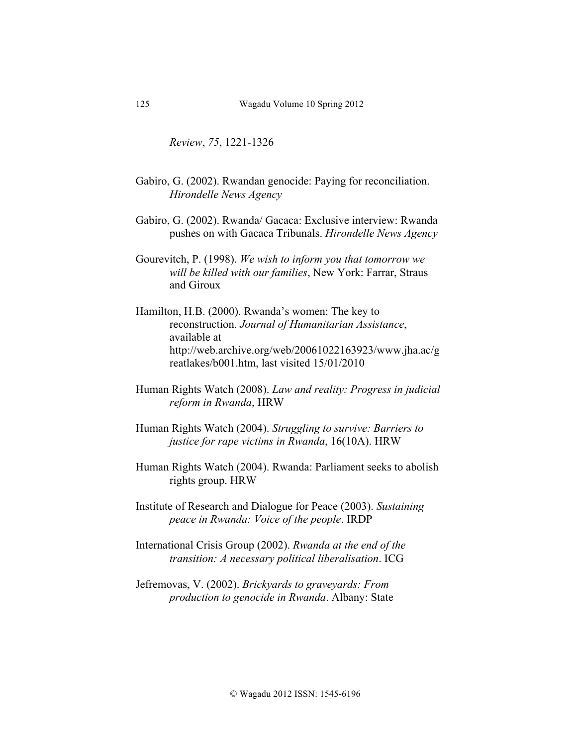*Review*, *75*, 1221-1326

Gabiro, G. (2002). Rwandan genocide: Paying for reconciliation. *Hirondelle News Agency*

Gabiro, G. (2002). Rwanda/ Gacaca: Exclusive interview: Rwanda pushes on with Gacaca Tribunals. *Hirondelle News Agency*

Gourevitch, P. (1998). *We wish to inform you that tomorrow we will be killed with our families*, New York: Farrar, Straus and Giroux

Hamilton, H.B. (2000). Rwanda's women: The key to reconstruction. *Journal of Humanitarian Assistance*, available at http://web.archive.org/web/20061022163923/www.jha.ac/greatlakes/b001.htm, last visited 15/01/2010

Human Rights Watch (2008). *Law and reality: Progress in judicial reform in Rwanda*, HRW

Human Rights Watch (2004). *Struggling to survive: Barriers to justice for rape victims in Rwanda*, 16(10A). HRW

Human Rights Watch (2004). Rwanda: Parliament seeks to abolish rights group. HRW

Institute of Research and Dialogue for Peace (2003). *Sustaining peace in Rwanda: Voice of the people*. IRDP

International Crisis Group (2002). *Rwanda at the end of the transition: A necessary political liberalisation*. ICG

Jefremovas, V. (2002). *Brickyards to graveyards: From production to genocide in Rwanda*. Albany: State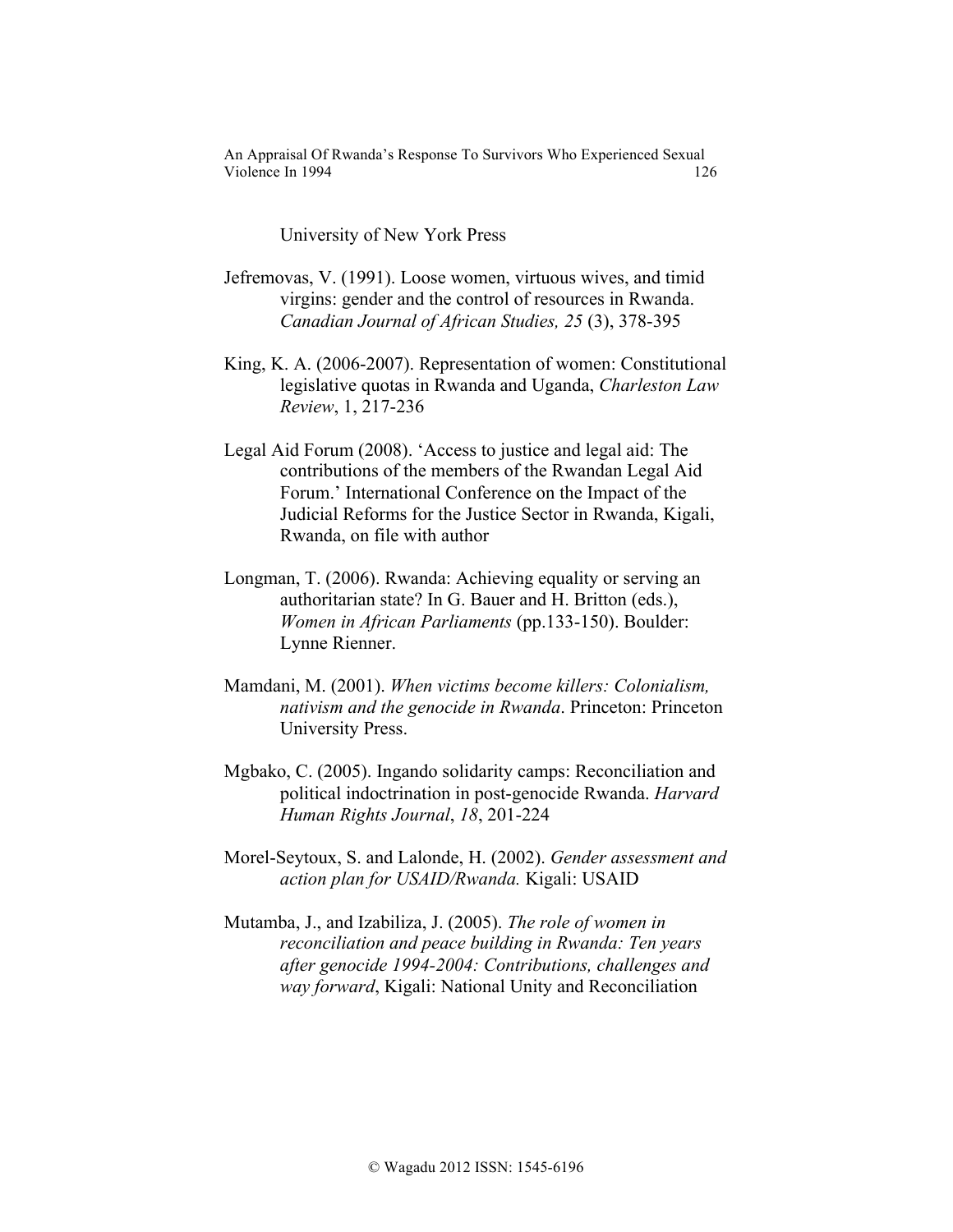University of New York Press

Jefremovas, V. (1991). Loose women, virtuous wives, and timid virgins: gender and the control of resources in Rwanda. *Canadian Journal of African Studies, 25* (3), 378-395

King, K. A. (2006-2007). Representation of women: Constitutional legislative quotas in Rwanda and Uganda, *Charleston Law Review*, 1, 217-236

Legal Aid Forum (2008). 'Access to justice and legal aid: The contributions of the members of the Rwandan Legal Aid Forum.' International Conference on the Impact of the Judicial Reforms for the Justice Sector in Rwanda, Kigali, Rwanda, on file with author

Longman, T. (2006). Rwanda: Achieving equality or serving an authoritarian state? In G. Bauer and H. Britton (eds.), *Women in African Parliaments* (pp.133-150). Boulder: Lynne Rienner.

Mamdani, M. (2001). *When victims become killers: Colonialism, nativism and the genocide in Rwanda*. Princeton: Princeton University Press.

Mgbako, C. (2005). Ingando solidarity camps: Reconciliation and political indoctrination in post-genocide Rwanda. *Harvard Human Rights Journal*, *18*, 201-224

Morel-Seytoux, S. and Lalonde, H. (2002). *Gender assessment and action plan for USAID/Rwanda.* Kigali: USAID

Mutamba, J., and Izabiliza, J. (2005). *The role of women in reconciliation and peace building in Rwanda: Ten years after genocide 1994-2004: Contributions, challenges and way forward*, Kigali: National Unity and Reconciliation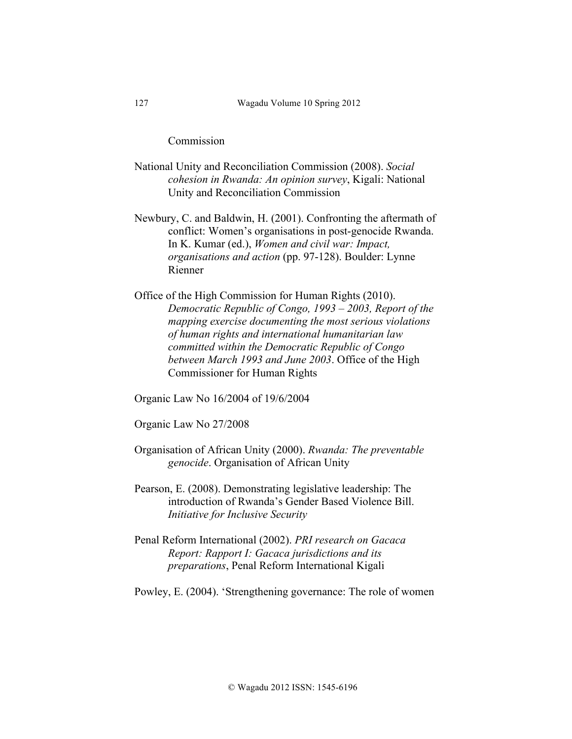Commission

National Unity and Reconciliation Commission (2008). *Social cohesion in Rwanda: An opinion survey*, Kigali: National Unity and Reconciliation Commission

Newbury, C. and Baldwin, H. (2001). Confronting the aftermath of conflict: Women's organisations in post-genocide Rwanda. In K. Kumar (ed.), *Women and civil war: Impact, organisations and action* (pp. 97-128). Boulder: Lynne Rienner

Office of the High Commission for Human Rights (2010). *Democratic Republic of Congo, 1993 – 2003, Report of the mapping exercise documenting the most serious violations of human rights and international humanitarian law committed within the Democratic Republic of Congo between March 1993 and June 2003*. Office of the High Commissioner for Human Rights

Organic Law No 16/2004 of 19/6/2004

Organic Law No 27/2008

Organisation of African Unity (2000). *Rwanda: The preventable genocide*. Organisation of African Unity

Pearson, E. (2008). Demonstrating legislative leadership: The introduction of Rwanda's Gender Based Violence Bill. *Initiative for Inclusive Security*

Penal Reform International (2002). *PRI research on Gacaca Report: Rapport I: Gacaca jurisdictions and its preparations*, Penal Reform International Kigali

Powley, E. (2004). 'Strengthening governance: The role of women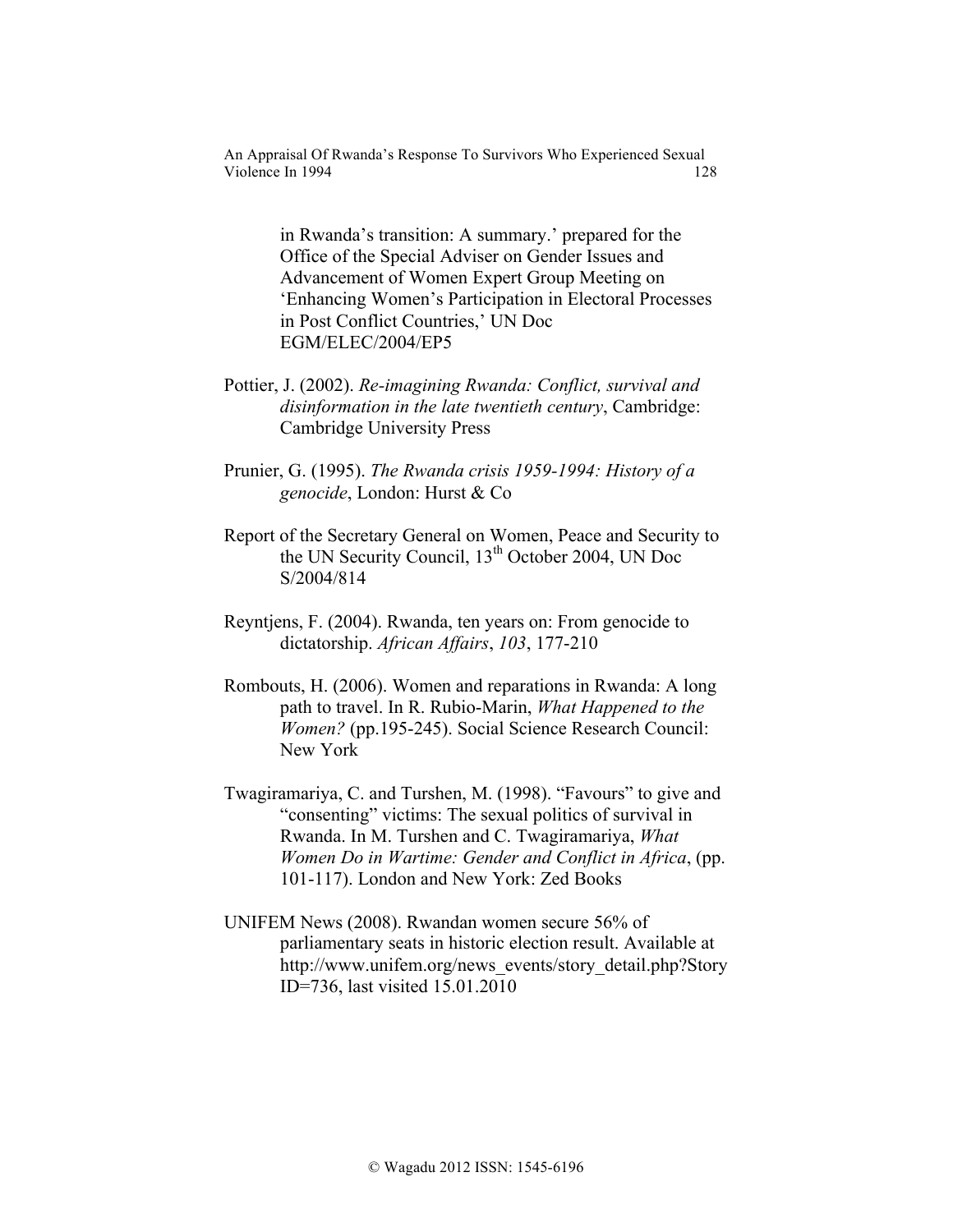in Rwanda's transition: A summary.' prepared for the Office of the Special Adviser on Gender Issues and Advancement of Women Expert Group Meeting on 'Enhancing Women's Participation in Electoral Processes in Post Conflict Countries,' UN Doc EGM/ELEC/2004/EP5

Pottier, J. (2002). *Re-imagining Rwanda: Conflict, survival and disinformation in the late twentieth century*, Cambridge: Cambridge University Press

Prunier, G. (1995). *The Rwanda crisis 1959-1994: History of a genocide*, London: Hurst & Co

Report of the Secretary General on Women, Peace and Security to the UN Security Council, 13th October 2004, UN Doc S/2004/814

Reyntjens, F. (2004). Rwanda, ten years on: From genocide to dictatorship. *African Affairs*, *103*, 177-210

Rombouts, H. (2006). Women and reparations in Rwanda: A long path to travel. In R. Rubio-Marin, *What Happened to the Women?* (pp.195-245). Social Science Research Council: New York

Twagiramariya, C. and Turshen, M. (1998). "Favours" to give and "consenting" victims: The sexual politics of survival in Rwanda. In M. Turshen and C. Twagiramariya, *What Women Do in Wartime: Gender and Conflict in Africa*, (pp. 101-117). London and New York: Zed Books

UNIFEM News (2008). Rwandan women secure 56% of parliamentary seats in historic election result. Available at http://www.unifem.org/news_events/story_detail.php?StoryID=736, last visited 15.01.2010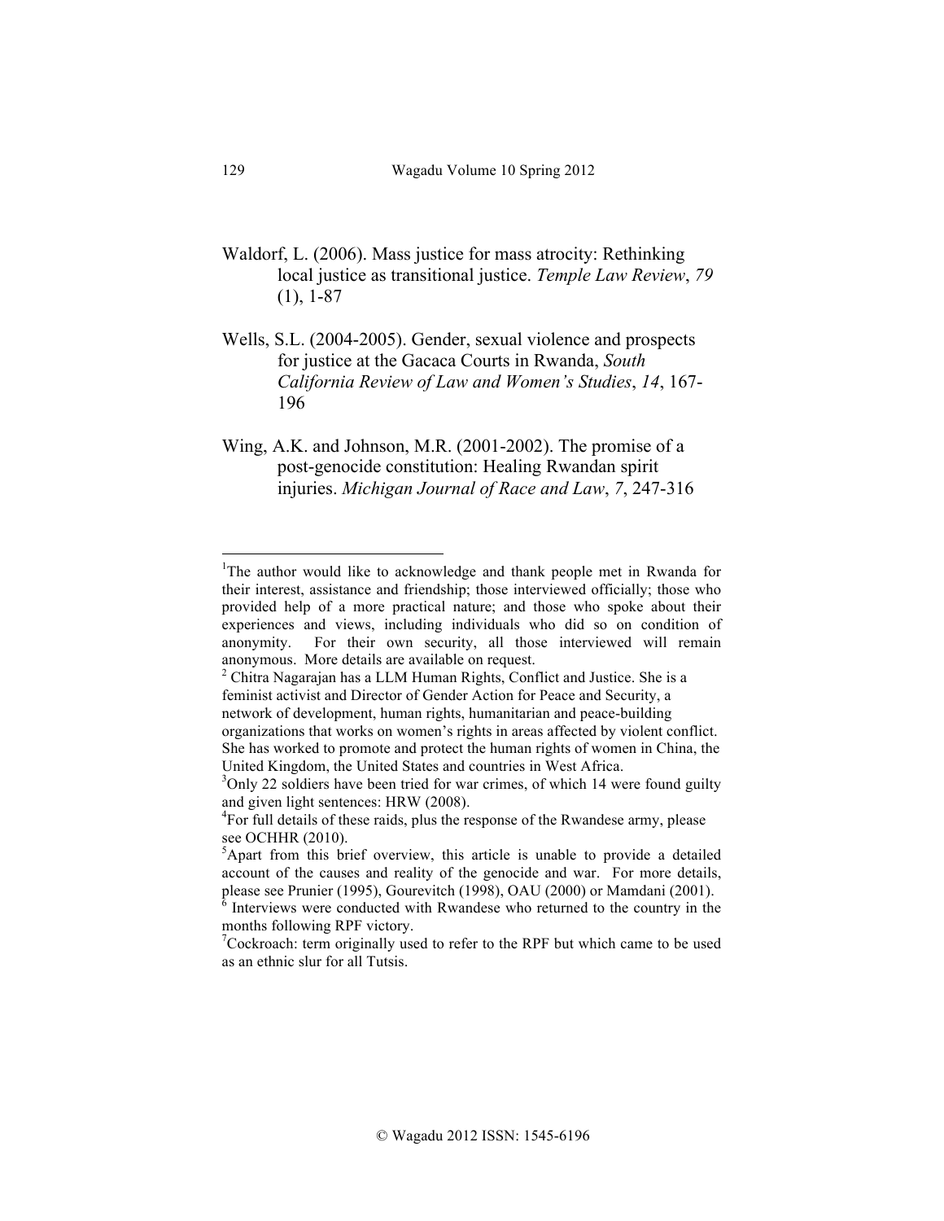Waldorf, L. (2006). Mass justice for mass atrocity: Rethinking local justice as transitional justice. *Temple Law Review*, *79* (1), 1-87

Wells, S.L. (2004-2005). Gender, sexual violence and prospects for justice at the Gacaca Courts in Rwanda, *South California Review of Law and Women's Studies*, *14*, 167-196

Wing, A.K. and Johnson, M.R. (2001-2002). The promise of a post-genocide constitution: Healing Rwandan spirit injuries. *Michigan Journal of Race and Law*, *7*, 247-316

---

[1]The author would like to acknowledge and thank people met in Rwanda for their interest, assistance and friendship; those interviewed officially; those who provided help of a more practical nature; and those who spoke about their experiences and views, including individuals who did so on condition of anonymity. For their own security, all those interviewed will remain anonymous. More details are available on request.

[2] Chitra Nagarajan has a LLM Human Rights, Conflict and Justice. She is a feminist activist and Director of Gender Action for Peace and Security, a network of development, human rights, humanitarian and peace-building organizations that works on women's rights in areas affected by violent conflict. She has worked to promote and protect the human rights of women in China, the United Kingdom, the United States and countries in West Africa.

[3]Only 22 soldiers have been tried for war crimes, of which 14 were found guilty and given light sentences: HRW (2008).

[4]For full details of these raids, plus the response of the Rwandese army, please see OCHHR (2010).

[5]Apart from this brief overview, this article is unable to provide a detailed account of the causes and reality of the genocide and war. For more details, please see Prunier (1995), Gourevitch (1998), OAU (2000) or Mamdani (2001).

[6] Interviews were conducted with Rwandese who returned to the country in the months following RPF victory.

[7]Cockroach: term originally used to refer to the RPF but which came to be used as an ethnic slur for all Tutsis.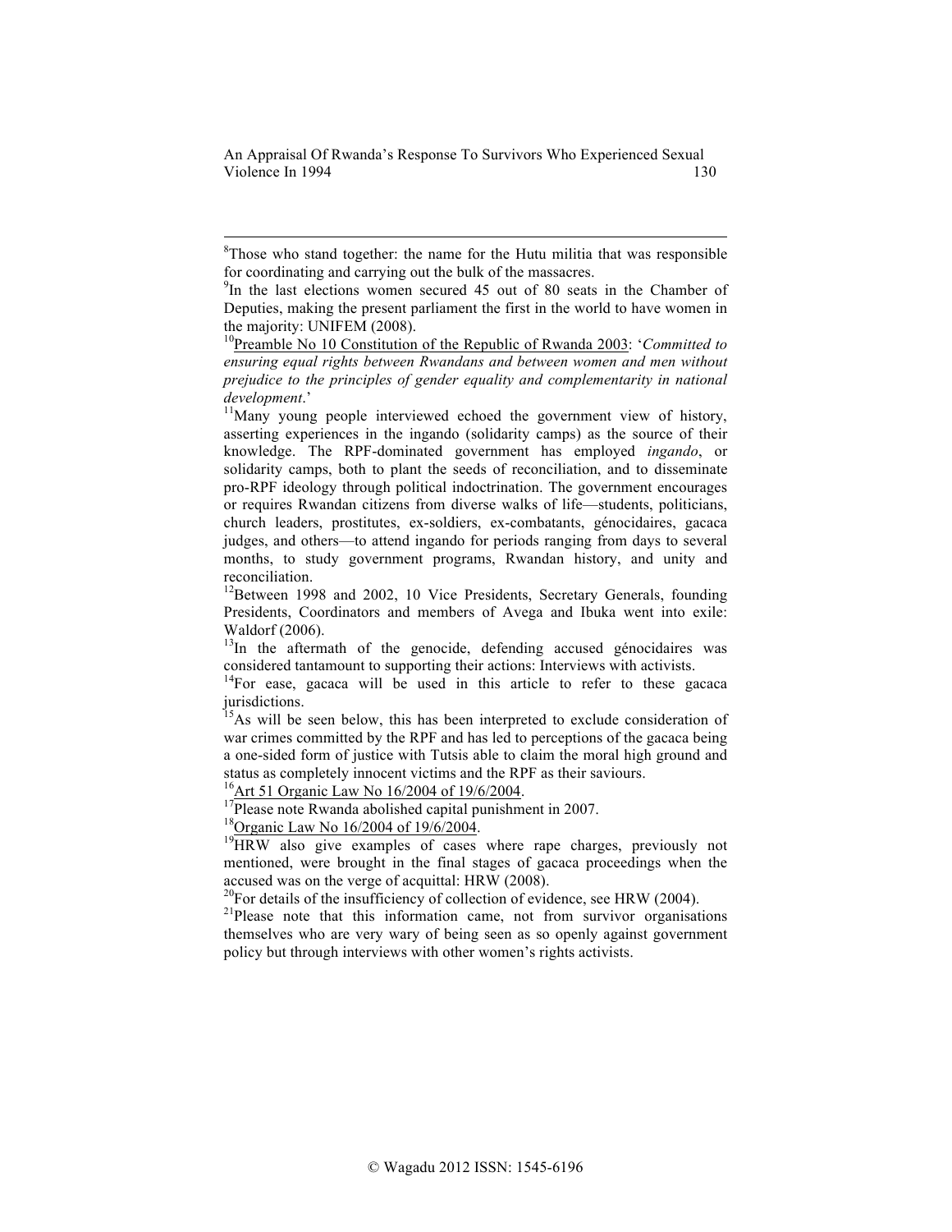[8]Those who stand together: the name for the Hutu militia that was responsible for coordinating and carrying out the bulk of the massacres.

[9]In the last elections women secured 45 out of 80 seats in the Chamber of Deputies, making the present parliament the first in the world to have women in the majority: UNIFEM (2008).

[10]Preamble No 10 Constitution of the Republic of Rwanda 2003: '*Committed to ensuring equal rights between Rwandans and between women and men without prejudice to the principles of gender equality and complementarity in national development*.'

[11]Many young people interviewed echoed the government view of history, asserting experiences in the ingando (solidarity camps) as the source of their knowledge. The RPF-dominated government has employed *ingando*, or solidarity camps, both to plant the seeds of reconciliation, and to disseminate pro-RPF ideology through political indoctrination. The government encourages or requires Rwandan citizens from diverse walks of life—students, politicians, church leaders, prostitutes, ex-soldiers, ex-combatants, génocidaires, gacaca judges, and others—to attend ingando for periods ranging from days to several months, to study government programs, Rwandan history, and unity and reconciliation.

[12]Between 1998 and 2002, 10 Vice Presidents, Secretary Generals, founding Presidents, Coordinators and members of Avega and Ibuka went into exile: Waldorf (2006).

[13]In the aftermath of the genocide, defending accused génocidaires was considered tantamount to supporting their actions: Interviews with activists.

[14]For ease, gacaca will be used in this article to refer to these gacaca jurisdictions.

[15]As will be seen below, this has been interpreted to exclude consideration of war crimes committed by the RPF and has led to perceptions of the gacaca being a one-sided form of justice with Tutsis able to claim the moral high ground and status as completely innocent victims and the RPF as their saviours.

[16]Art 51 Organic Law No 16/2004 of 19/6/2004.

[17]Please note Rwanda abolished capital punishment in 2007.

[18]Organic Law No 16/2004 of 19/6/2004.

[19]HRW also give examples of cases where rape charges, previously not mentioned, were brought in the final stages of gacaca proceedings when the accused was on the verge of acquittal: HRW (2008).

[20]For details of the insufficiency of collection of evidence, see HRW (2004).

[21]Please note that this information came, not from survivor organisations themselves who are very wary of being seen as so openly against government policy but through interviews with other women's rights activists.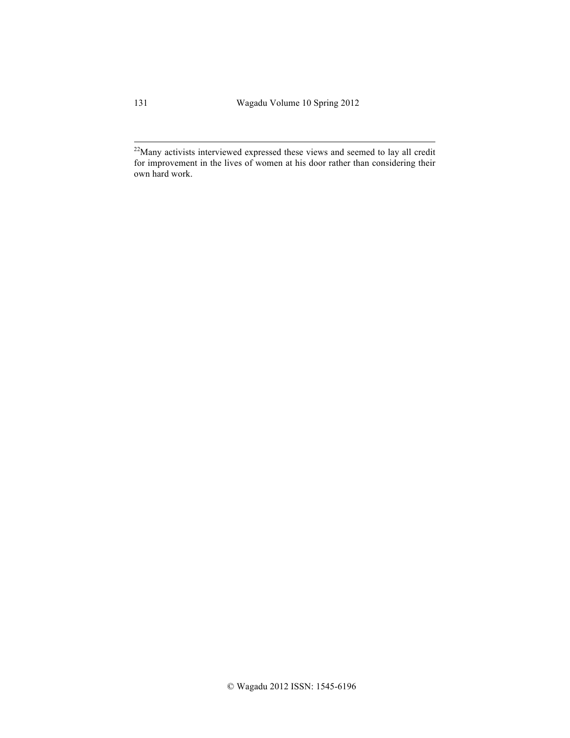[22]Many activists interviewed expressed these views and seemed to lay all credit for improvement in the lives of women at his door rather than considering their own hard work.